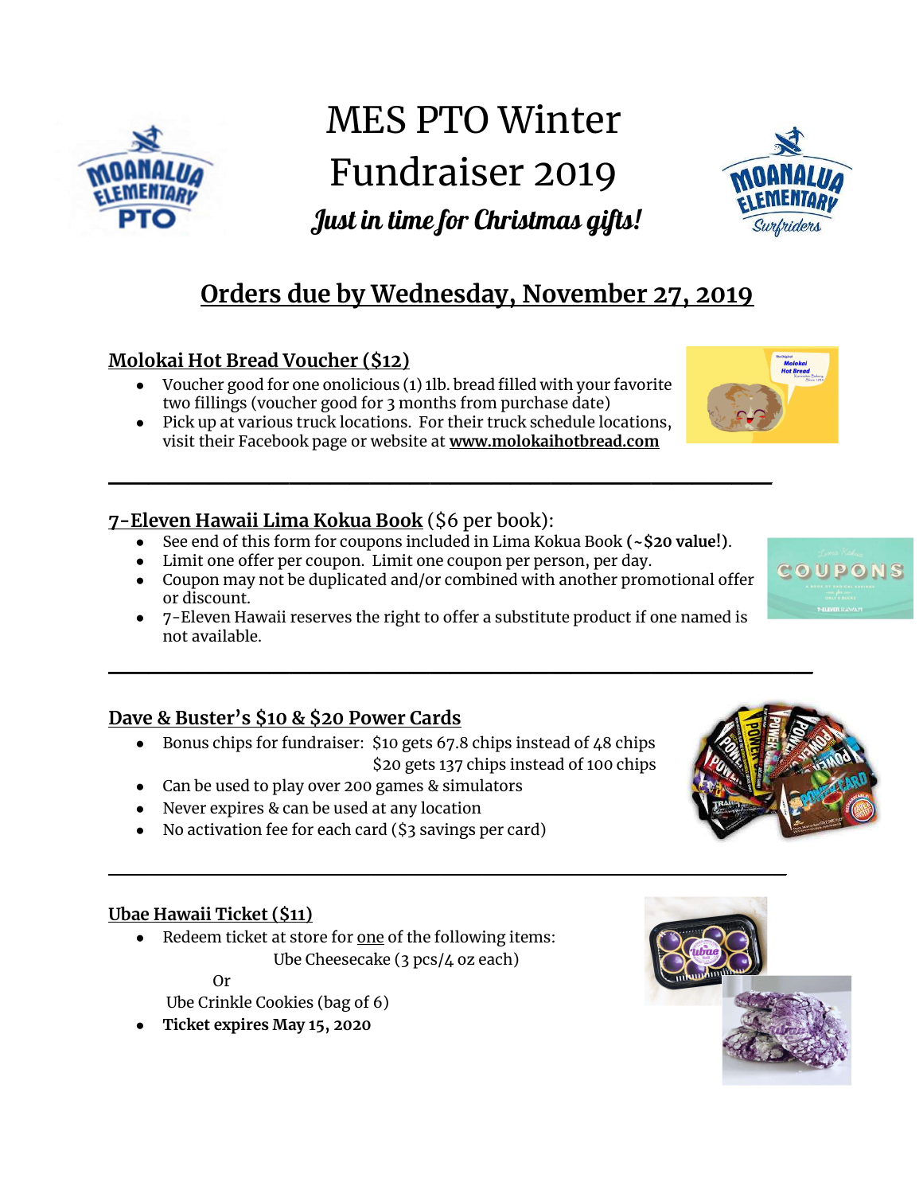# MES PTO Winter Fundraiser 2019

***Just in time for Christmas gifts!***

## Orders due by Wednesday, November 27, 2019

### Molokai Hot Bread Voucher ($12)

- Voucher good for one onolicious (1) 1lb. bread filled with your favorite two fillings (voucher good for 3 months from purchase date)
- Pick up at various truck locations. For their truck schedule locations, visit their Facebook page or website at **www.molokaihotbread.com**

---

### 7-Eleven Hawaii Lima Kokua Book ($6 per book):

- See end of this form for coupons included in Lima Kokua Book **(~$20 value!)**.
- Limit one offer per coupon. Limit one coupon per person, per day.
- Coupon may not be duplicated and/or combined with another promotional offer or discount.
- 7-Eleven Hawaii reserves the right to offer a substitute product if one named is not available.

---

### Dave & Buster's $10 & $20 Power Cards

- Bonus chips for fundraiser: $10 gets 67.8 chips instead of 48 chips
  $20 gets 137 chips instead of 100 chips
- Can be used to play over 200 games & simulators
- Never expires & can be used at any location
- No activation fee for each card ($3 savings per card)

---

### Ubae Hawaii Ticket ($11)

- Redeem ticket at store for one of the following items:
  Ube Cheesecake (3 pcs/4 oz each)
  Or
  Ube Crinkle Cookies (bag of 6)
- **Ticket expires May 15, 2020**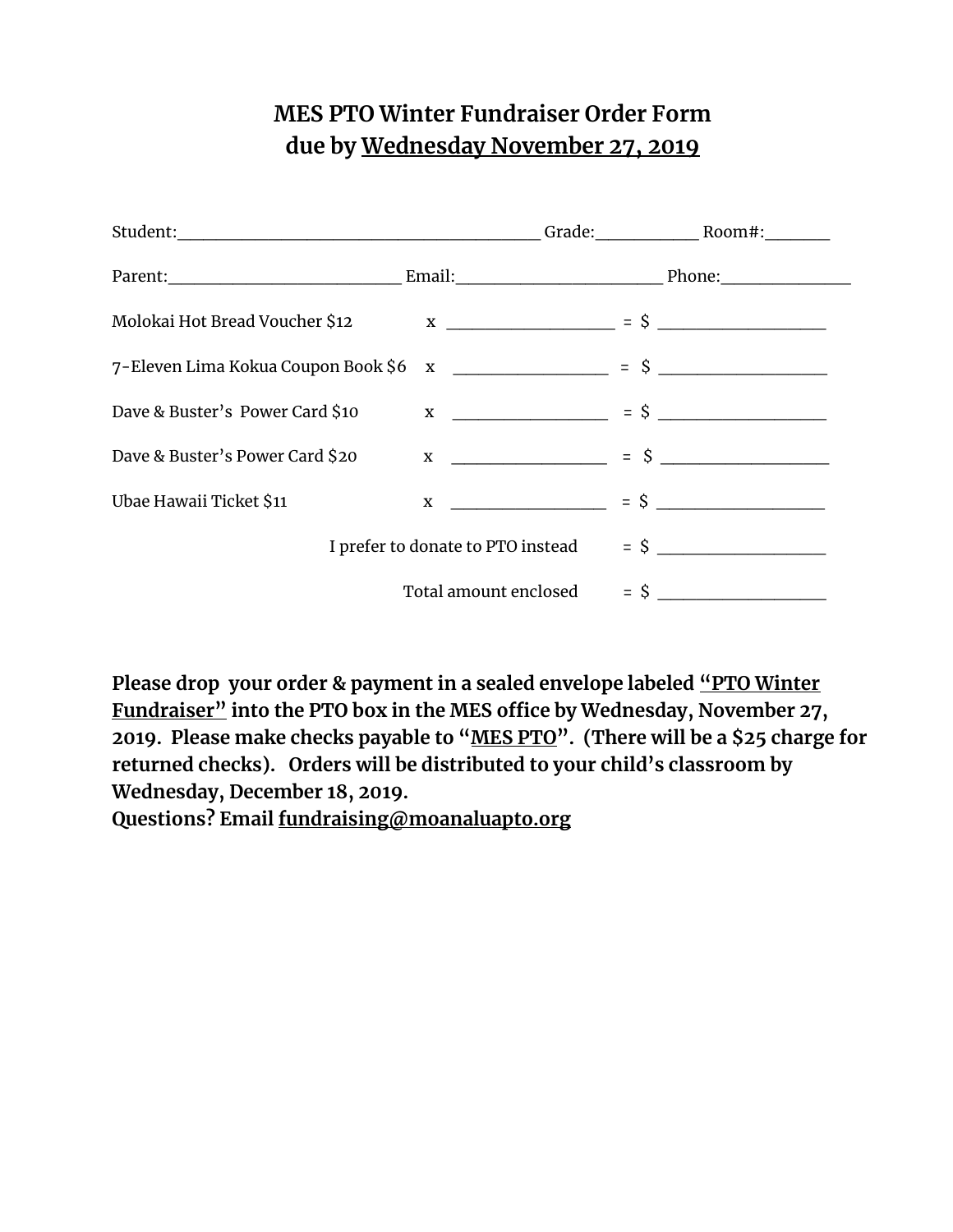# MES PTO Winter Fundraiser Order Form
## due by Wednesday November 27, 2019

Student:\_\_\_\_\_\_\_\_\_\_\_\_\_\_\_\_\_\_\_\_\_\_\_\_\_\_\_\_\_\_\_\_\_\_\_\_\_\_\_\_\_\_ Grade:\_\_\_\_\_\_\_\_\_\_\_\_ Room#:\_\_\_\_\_\_\_\_

Parent:\_\_\_\_\_\_\_\_\_\_\_\_\_\_\_\_\_\_\_\_\_\_\_\_\_\_\_\_ Email:\_\_\_\_\_\_\_\_\_\_\_\_\_\_\_\_\_\_\_\_\_\_\_\_\_ Phone:\_\_\_\_\_\_\_\_\_\_\_\_\_\_\_\_

| | | | | |
|---|---|---|---|---|
| Molokai Hot Bread Voucher $12 | x | \_\_\_\_\_\_\_\_\_\_\_\_\_\_\_\_\_\_\_\_ | = $ | \_\_\_\_\_\_\_\_\_\_\_\_\_\_\_\_\_\_\_\_ |
| 7-Eleven Lima Kokua Coupon Book $6 | x | \_\_\_\_\_\_\_\_\_\_\_\_\_\_\_\_\_\_\_\_ | = $ | \_\_\_\_\_\_\_\_\_\_\_\_\_\_\_\_\_\_\_\_ |
| Dave & Buster's Power Card $10 | x | \_\_\_\_\_\_\_\_\_\_\_\_\_\_\_\_\_\_\_\_ | = $ | \_\_\_\_\_\_\_\_\_\_\_\_\_\_\_\_\_\_\_\_ |
| Dave & Buster's Power Card $20 | x | \_\_\_\_\_\_\_\_\_\_\_\_\_\_\_\_\_\_\_\_ | = $ | \_\_\_\_\_\_\_\_\_\_\_\_\_\_\_\_\_\_\_\_ |
| Ubae Hawaii Ticket $11 | x | \_\_\_\_\_\_\_\_\_\_\_\_\_\_\_\_\_\_\_\_ | = $ | \_\_\_\_\_\_\_\_\_\_\_\_\_\_\_\_\_\_\_\_ |
| | | I prefer to donate to PTO instead | = $ | \_\_\_\_\_\_\_\_\_\_\_\_\_\_\_\_\_\_\_\_ |
| | | Total amount enclosed | = $ | \_\_\_\_\_\_\_\_\_\_\_\_\_\_\_\_\_\_\_\_ |

**Please drop your order & payment in a sealed envelope labeled "PTO Winter Fundraiser" into the PTO box in the MES office by Wednesday, November 27, 2019. Please make checks payable to "MES PTO". (There will be a $25 charge for returned checks). Orders will be distributed to your child's classroom by Wednesday, December 18, 2019.**
**Questions? Email fundraising@moanaluapto.org**